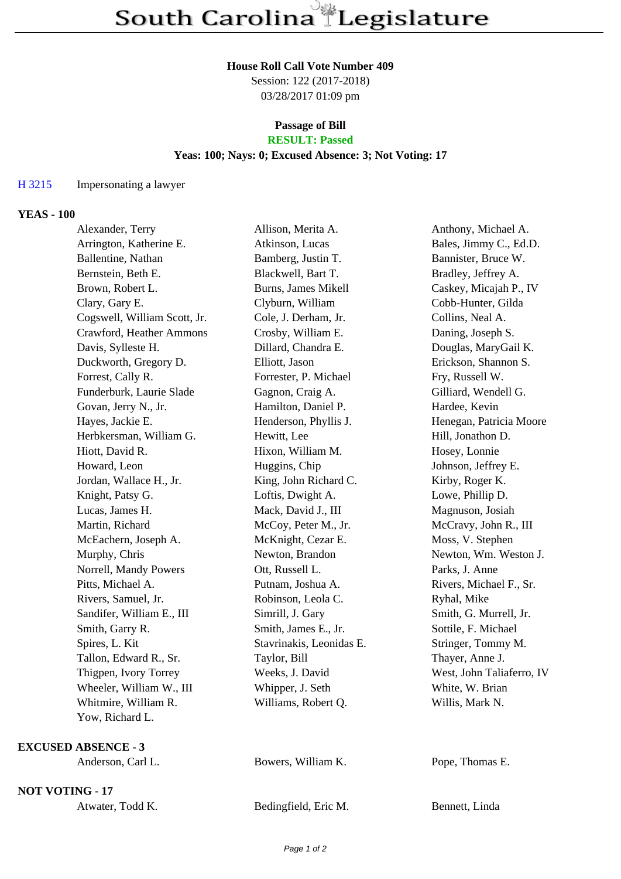# South Carolina Legislature

**House Roll Call Vote Number 409**
Session: 122 (2017-2018)
03/28/2017 01:09 pm

**Passage of Bill**
**RESULT: Passed**
**Yeas: 100; Nays: 0; Excused Absence: 3; Not Voting: 17**

H 3215 Impersonating a lawyer

**YEAS - 100**

| | | |
|---|---|---|
| Alexander, Terry | Allison, Merita A. | Anthony, Michael A. |
| Arrington, Katherine E. | Atkinson, Lucas | Bales, Jimmy C., Ed.D. |
| Ballentine, Nathan | Bamberg, Justin T. | Bannister, Bruce W. |
| Bernstein, Beth E. | Blackwell, Bart T. | Bradley, Jeffrey A. |
| Brown, Robert L. | Burns, James Mikell | Caskey, Micajah P., IV |
| Clary, Gary E. | Clyburn, William | Cobb-Hunter, Gilda |
| Cogswell, William Scott, Jr. | Cole, J. Derham, Jr. | Collins, Neal A. |
| Crawford, Heather Ammons | Crosby, William E. | Daning, Joseph S. |
| Davis, Sylleste H. | Dillard, Chandra E. | Douglas, MaryGail K. |
| Duckworth, Gregory D. | Elliott, Jason | Erickson, Shannon S. |
| Forrest, Cally R. | Forrester, P. Michael | Fry, Russell W. |
| Funderburk, Laurie Slade | Gagnon, Craig A. | Gilliard, Wendell G. |
| Govan, Jerry N., Jr. | Hamilton, Daniel P. | Hardee, Kevin |
| Hayes, Jackie E. | Henderson, Phyllis J. | Henegan, Patricia Moore |
| Herbkersman, William G. | Hewitt, Lee | Hill, Jonathon D. |
| Hiott, David R. | Hixon, William M. | Hosey, Lonnie |
| Howard, Leon | Huggins, Chip | Johnson, Jeffrey E. |
| Jordan, Wallace H., Jr. | King, John Richard C. | Kirby, Roger K. |
| Knight, Patsy G. | Loftis, Dwight A. | Lowe, Phillip D. |
| Lucas, James H. | Mack, David J., III | Magnuson, Josiah |
| Martin, Richard | McCoy, Peter M., Jr. | McCravy, John R., III |
| McEachern, Joseph A. | McKnight, Cezar E. | Moss, V. Stephen |
| Murphy, Chris | Newton, Brandon | Newton, Wm. Weston J. |
| Norrell, Mandy Powers | Ott, Russell L. | Parks, J. Anne |
| Pitts, Michael A. | Putnam, Joshua A. | Rivers, Michael F., Sr. |
| Rivers, Samuel, Jr. | Robinson, Leola C. | Ryhal, Mike |
| Sandifer, William E., III | Simrill, J. Gary | Smith, G. Murrell, Jr. |
| Smith, Garry R. | Smith, James E., Jr. | Sottile, F. Michael |
| Spires, L. Kit | Stavrinakis, Leonidas E. | Stringer, Tommy M. |
| Tallon, Edward R., Sr. | Taylor, Bill | Thayer, Anne J. |
| Thigpen, Ivory Torrey | Weeks, J. David | West, John Taliaferro, IV |
| Wheeler, William W., III | Whipper, J. Seth | White, W. Brian |
| Whitmire, William R. | Williams, Robert Q. | Willis, Mark N. |
| Yow, Richard L. | | |

**EXCUSED ABSENCE - 3**

| | | |
|---|---|---|
| Anderson, Carl L. | Bowers, William K. | Pope, Thomas E. |

**NOT VOTING - 17**

| | | |
|---|---|---|
| Atwater, Todd K. | Bedingfield, Eric M. | Bennett, Linda |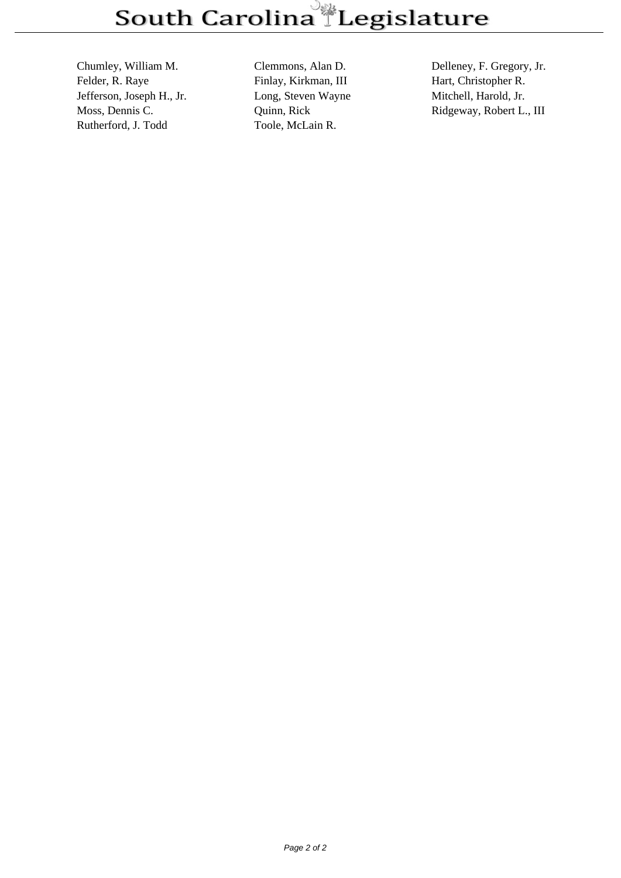Chumley, William M.
Clemmons, Alan D.
Delleney, F. Gregory, Jr.
Felder, R. Raye
Finlay, Kirkman, III
Hart, Christopher R.
Jefferson, Joseph H., Jr.
Long, Steven Wayne
Mitchell, Harold, Jr.
Moss, Dennis C.
Quinn, Rick
Ridgeway, Robert L., III
Rutherford, J. Todd
Toole, McLain R.